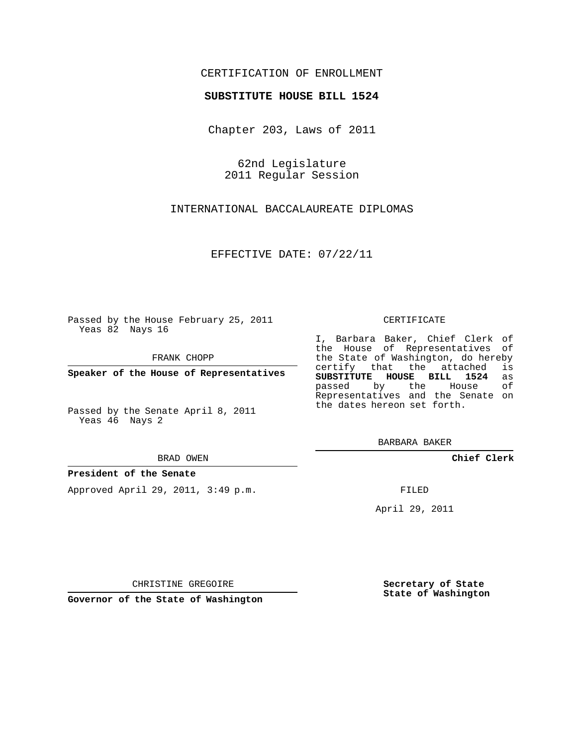CERTIFICATION OF ENROLLMENT

**SUBSTITUTE HOUSE BILL 1524**

Chapter 203, Laws of 2011

62nd Legislature
2011 Regular Session

INTERNATIONAL BACCALAUREATE DIPLOMAS

EFFECTIVE DATE: 07/22/11

Passed by the House February 25, 2011
Yeas 82 Nays 16

FRANK CHOPP

**Speaker of the House of Representatives**

Passed by the Senate April 8, 2011
Yeas 46 Nays 2

BRAD OWEN

**President of the Senate**

Approved April 29, 2011, 3:49 p.m.

CHRISTINE GREGOIRE

**Governor of the State of Washington**

CERTIFICATE

I, Barbara Baker, Chief Clerk of the House of Representatives of the State of Washington, do hereby certify that the attached is **SUBSTITUTE HOUSE BILL 1524** as passed by the House of Representatives and the Senate on the dates hereon set forth.

BARBARA BAKER

**Chief Clerk**

FILED

April 29, 2011

**Secretary of State**
**State of Washington**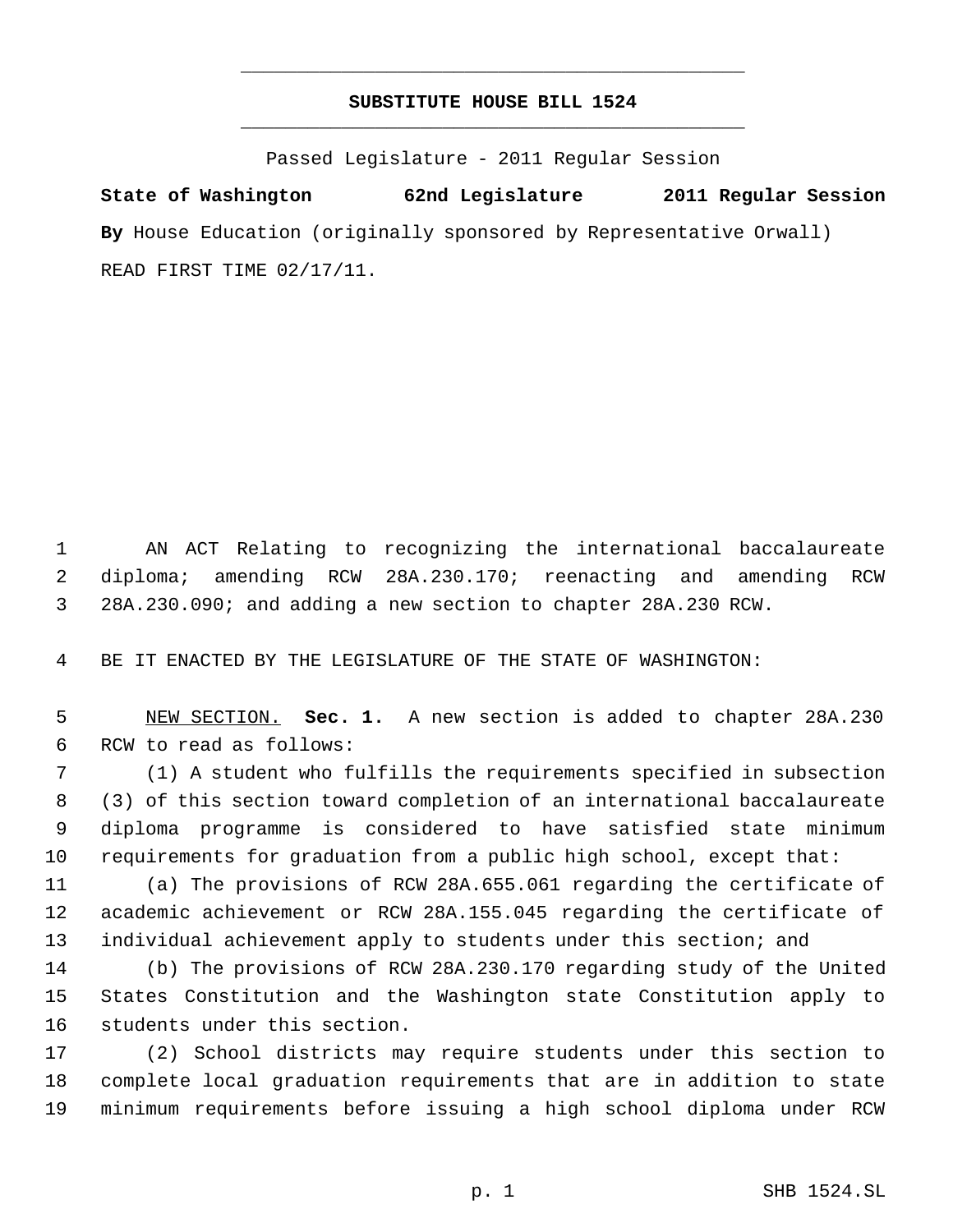# SUBSTITUTE HOUSE BILL 1524

Passed Legislature - 2011 Regular Session

**State of Washington 62nd Legislature 2011 Regular Session**

**By** House Education (originally sponsored by Representative Orwall)

READ FIRST TIME 02/17/11.

AN ACT Relating to recognizing the international baccalaureate diploma; amending RCW 28A.230.170; reenacting and amending RCW 28A.230.090; and adding a new section to chapter 28A.230 RCW.

BE IT ENACTED BY THE LEGISLATURE OF THE STATE OF WASHINGTON:

NEW SECTION. **Sec. 1.** A new section is added to chapter 28A.230 RCW to read as follows:

(1) A student who fulfills the requirements specified in subsection (3) of this section toward completion of an international baccalaureate diploma programme is considered to have satisfied state minimum requirements for graduation from a public high school, except that:

(a) The provisions of RCW 28A.655.061 regarding the certificate of academic achievement or RCW 28A.155.045 regarding the certificate of individual achievement apply to students under this section; and

(b) The provisions of RCW 28A.230.170 regarding study of the United States Constitution and the Washington state Constitution apply to students under this section.

(2) School districts may require students under this section to complete local graduation requirements that are in addition to state minimum requirements before issuing a high school diploma under RCW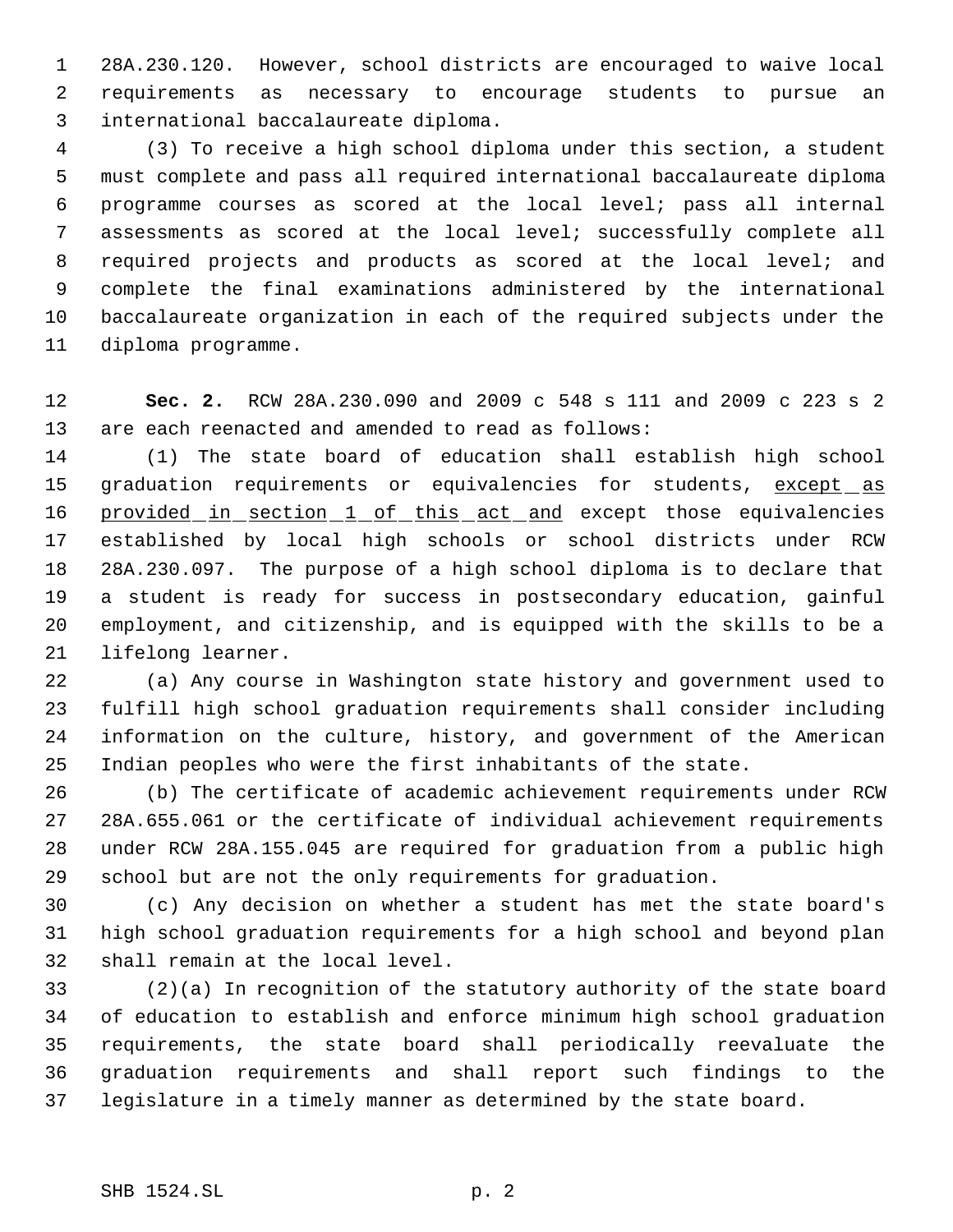28A.230.120. However, school districts are encouraged to waive local requirements as necessary to encourage students to pursue an international baccalaureate diploma.

(3) To receive a high school diploma under this section, a student must complete and pass all required international baccalaureate diploma programme courses as scored at the local level; pass all internal assessments as scored at the local level; successfully complete all required projects and products as scored at the local level; and complete the final examinations administered by the international baccalaureate organization in each of the required subjects under the diploma programme.

**Sec. 2.** RCW 28A.230.090 and 2009 c 548 s 111 and 2009 c 223 s 2 are each reenacted and amended to read as follows:

(1) The state board of education shall establish high school graduation requirements or equivalencies for students, <u>except as provided in section 1 of this act and</u> except those equivalencies established by local high schools or school districts under RCW 28A.230.097. The purpose of a high school diploma is to declare that a student is ready for success in postsecondary education, gainful employment, and citizenship, and is equipped with the skills to be a lifelong learner.

(a) Any course in Washington state history and government used to fulfill high school graduation requirements shall consider including information on the culture, history, and government of the American Indian peoples who were the first inhabitants of the state.

(b) The certificate of academic achievement requirements under RCW 28A.655.061 or the certificate of individual achievement requirements under RCW 28A.155.045 are required for graduation from a public high school but are not the only requirements for graduation.

(c) Any decision on whether a student has met the state board's high school graduation requirements for a high school and beyond plan shall remain at the local level.

(2)(a) In recognition of the statutory authority of the state board of education to establish and enforce minimum high school graduation requirements, the state board shall periodically reevaluate the graduation requirements and shall report such findings to the legislature in a timely manner as determined by the state board.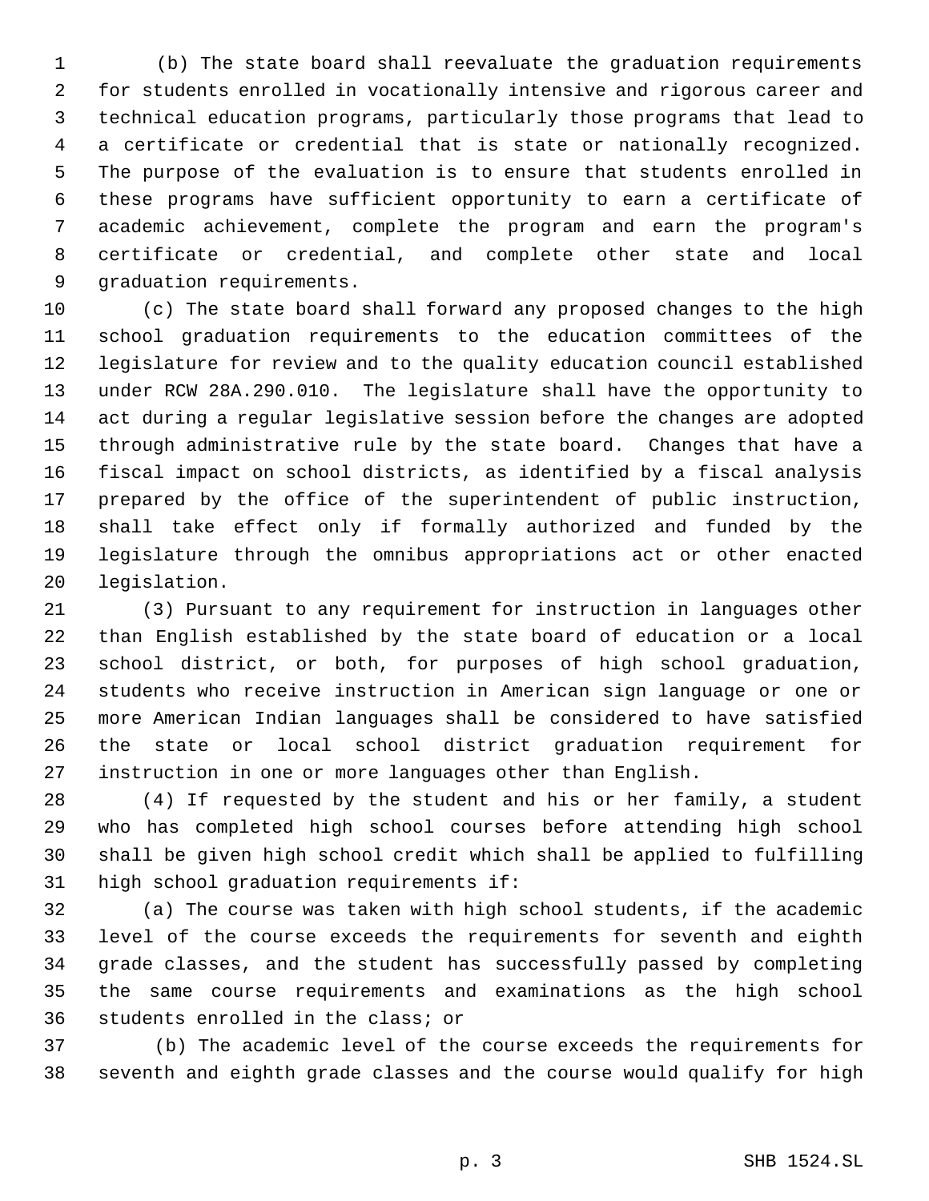(b) The state board shall reevaluate the graduation requirements for students enrolled in vocationally intensive and rigorous career and technical education programs, particularly those programs that lead to a certificate or credential that is state or nationally recognized. The purpose of the evaluation is to ensure that students enrolled in these programs have sufficient opportunity to earn a certificate of academic achievement, complete the program and earn the program's certificate or credential, and complete other state and local graduation requirements.

(c) The state board shall forward any proposed changes to the high school graduation requirements to the education committees of the legislature for review and to the quality education council established under RCW 28A.290.010. The legislature shall have the opportunity to act during a regular legislative session before the changes are adopted through administrative rule by the state board. Changes that have a fiscal impact on school districts, as identified by a fiscal analysis prepared by the office of the superintendent of public instruction, shall take effect only if formally authorized and funded by the legislature through the omnibus appropriations act or other enacted legislation.

(3) Pursuant to any requirement for instruction in languages other than English established by the state board of education or a local school district, or both, for purposes of high school graduation, students who receive instruction in American sign language or one or more American Indian languages shall be considered to have satisfied the state or local school district graduation requirement for instruction in one or more languages other than English.

(4) If requested by the student and his or her family, a student who has completed high school courses before attending high school shall be given high school credit which shall be applied to fulfilling high school graduation requirements if:

(a) The course was taken with high school students, if the academic level of the course exceeds the requirements for seventh and eighth grade classes, and the student has successfully passed by completing the same course requirements and examinations as the high school students enrolled in the class; or

(b) The academic level of the course exceeds the requirements for seventh and eighth grade classes and the course would qualify for high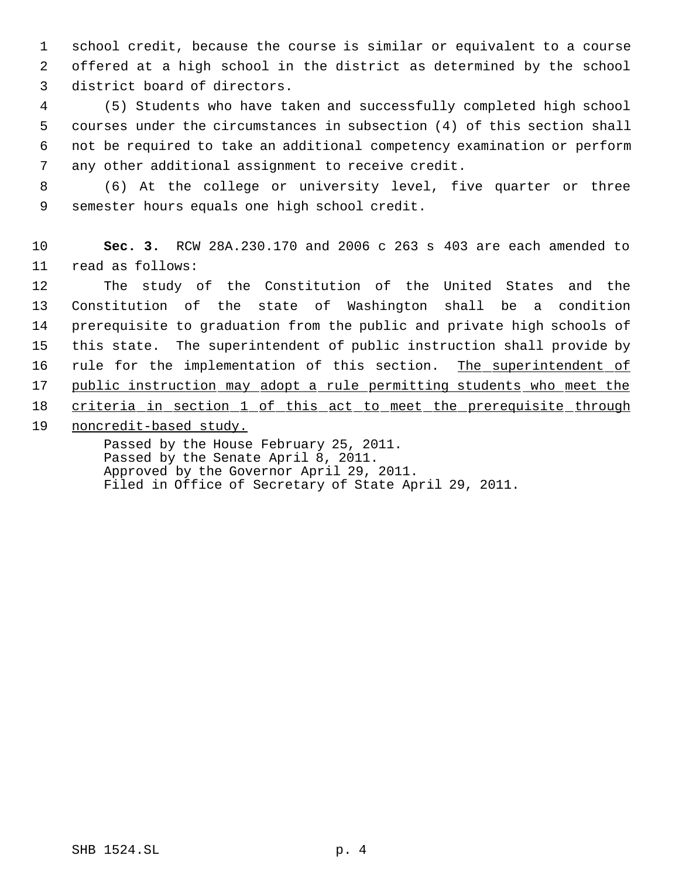school credit, because the course is similar or equivalent to a course offered at a high school in the district as determined by the school district board of directors.

(5) Students who have taken and successfully completed high school courses under the circumstances in subsection (4) of this section shall not be required to take an additional competency examination or perform any other additional assignment to receive credit.

(6) At the college or university level, five quarter or three semester hours equals one high school credit.

**Sec. 3.** RCW 28A.230.170 and 2006 c 263 s 403 are each amended to read as follows:

The study of the Constitution of the United States and the Constitution of the state of Washington shall be a condition prerequisite to graduation from the public and private high schools of this state. The superintendent of public instruction shall provide by rule for the implementation of this section. <u>The superintendent of public instruction may adopt a rule permitting students who meet the criteria in section 1 of this act to meet the prerequisite through noncredit-based study.</u>

Passed by the House February 25, 2011.
Passed by the Senate April 8, 2011.
Approved by the Governor April 29, 2011.
Filed in Office of Secretary of State April 29, 2011.